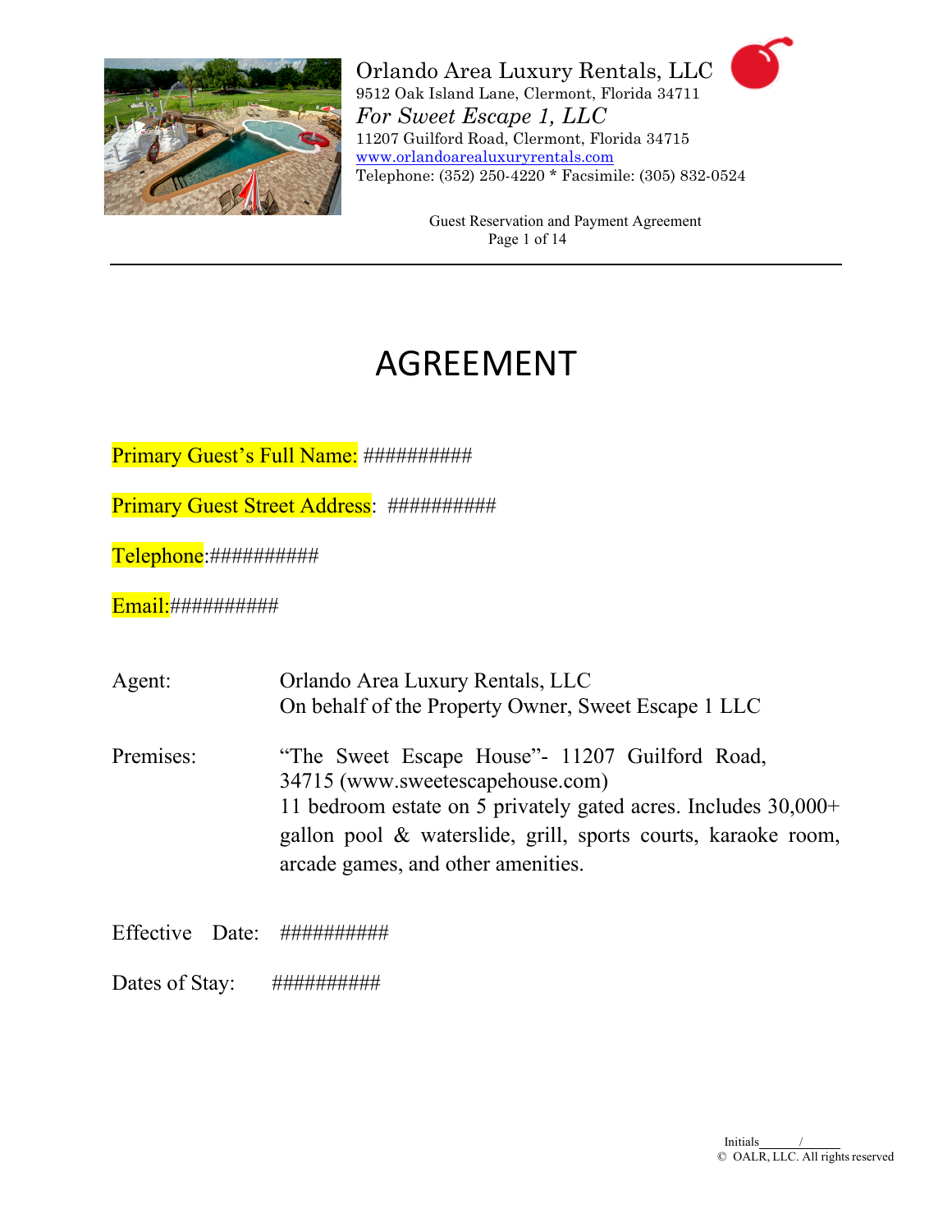Orlando Area Luxury Rentals, LLC
9512 Oak Island Lane, Clermont, Florida 34711
*For Sweet Escape 1, LLC*
11207 Guilford Road, Clermont, Florida 34715
www.orlandoarealuxuryrentals.com
Telephone: (352) 250-4220 * Facsimile: (305) 832-0524

Guest Reservation and Payment Agreement

# AGREEMENT

Primary Guest's Full Name: ##########

Primary Guest Street Address: ##########

Telephone:##########

Email:##########

Agent: Orlando Area Luxury Rentals, LLC
On behalf of the Property Owner, Sweet Escape 1 LLC

Premises: "The Sweet Escape House"- 11207 Guilford Road, 34715 (www.sweetescapehouse.com)
11 bedroom estate on 5 privately gated acres. Includes 30,000+ gallon pool & waterslide, grill, sports courts, karaoke room, arcade games, and other amenities.

Effective Date: ##########

Dates of Stay: ##########

Initials______/______
© OALR, LLC. All rights reserved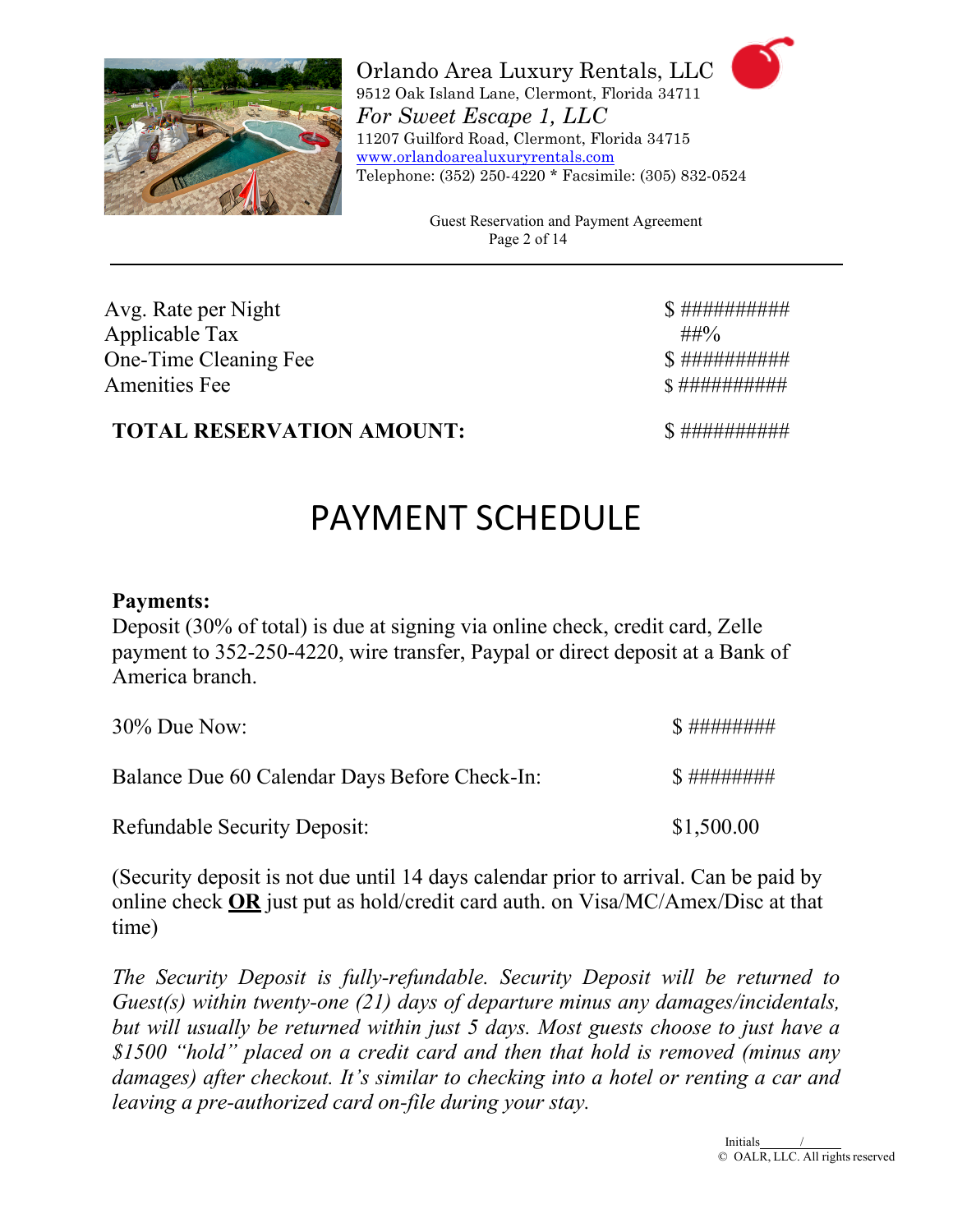| | |
|---|---|
| Avg. Rate per Night | $ ########## |
| Applicable Tax | ##% |
| One-Time Cleaning Fee | $ ########## |
| Amenities Fee | $ ########## |
| **TOTAL RESERVATION AMOUNT:** | $ ########## |

# PAYMENT SCHEDULE

**Payments:**
Deposit (30% of total) is due at signing via online check, credit card, Zelle payment to 352-250-4220, wire transfer, Paypal or direct deposit at a Bank of America branch.

| | |
|---|---|
| 30% Due Now: | $ ######## |
| Balance Due 60 Calendar Days Before Check-In: | $ ######## |
| Refundable Security Deposit: | $1,500.00 |

(Security deposit is not due until 14 days calendar prior to arrival. Can be paid by online check **OR** just put as hold/credit card auth. on Visa/MC/Amex/Disc at that time)

*The Security Deposit is fully-refundable. Security Deposit will be returned to Guest(s) within twenty-one (21) days of departure minus any damages/incidentals, but will usually be returned within just 5 days. Most guests choose to just have a $1500 "hold" placed on a credit card and then that hold is removed (minus any damages) after checkout. It's similar to checking into a hotel or renting a car and leaving a pre-authorized card on-file during your stay.*

Initials______/______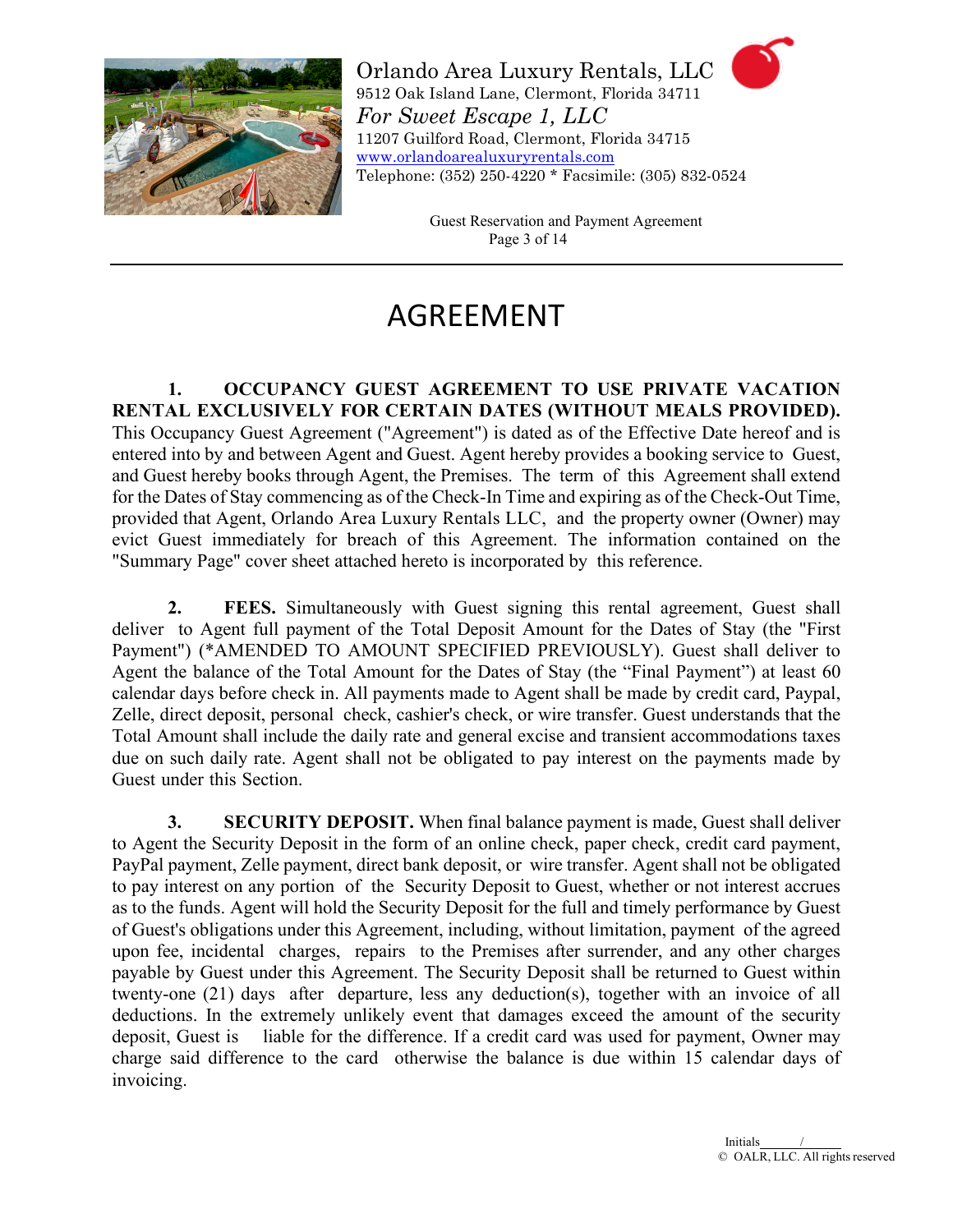# AGREEMENT

**1. OCCUPANCY GUEST AGREEMENT TO USE PRIVATE VACATION RENTAL EXCLUSIVELY FOR CERTAIN DATES (WITHOUT MEALS PROVIDED).** This Occupancy Guest Agreement ("Agreement") is dated as of the Effective Date hereof and is entered into by and between Agent and Guest. Agent hereby provides a booking service to Guest, and Guest hereby books through Agent, the Premises. The term of this Agreement shall extend for the Dates of Stay commencing as of the Check-In Time and expiring as of the Check-Out Time, provided that Agent, Orlando Area Luxury Rentals LLC, and the property owner (Owner) may evict Guest immediately for breach of this Agreement. The information contained on the "Summary Page" cover sheet attached hereto is incorporated by this reference.

**2. FEES.** Simultaneously with Guest signing this rental agreement, Guest shall deliver to Agent full payment of the Total Deposit Amount for the Dates of Stay (the "First Payment") (*AMENDED TO AMOUNT SPECIFIED PREVIOUSLY). Guest shall deliver to Agent the balance of the Total Amount for the Dates of Stay (the "Final Payment") at least 60 calendar days before check in. All payments made to Agent shall be made by credit card, Paypal, Zelle, direct deposit, personal check, cashier's check, or wire transfer. Guest understands that the Total Amount shall include the daily rate and general excise and transient accommodations taxes due on such daily rate. Agent shall not be obligated to pay interest on the payments made by Guest under this Section.

**3. SECURITY DEPOSIT.** When final balance payment is made, Guest shall deliver to Agent the Security Deposit in the form of an online check, paper check, credit card payment, PayPal payment, Zelle payment, direct bank deposit, or wire transfer. Agent shall not be obligated to pay interest on any portion of the Security Deposit to Guest, whether or not interest accrues as to the funds. Agent will hold the Security Deposit for the full and timely performance by Guest of Guest's obligations under this Agreement, including, without limitation, payment of the agreed upon fee, incidental charges, repairs to the Premises after surrender, and any other charges payable by Guest under this Agreement. The Security Deposit shall be returned to Guest within twenty-one (21) days after departure, less any deduction(s), together with an invoice of all deductions. In the extremely unlikely event that damages exceed the amount of the security deposit, Guest is liable for the difference. If a credit card was used for payment, Owner may charge said difference to the card otherwise the balance is due within 15 calendar days of invoicing.

Initials\_\_\_\_\_\_/\_\_\_\_\_\_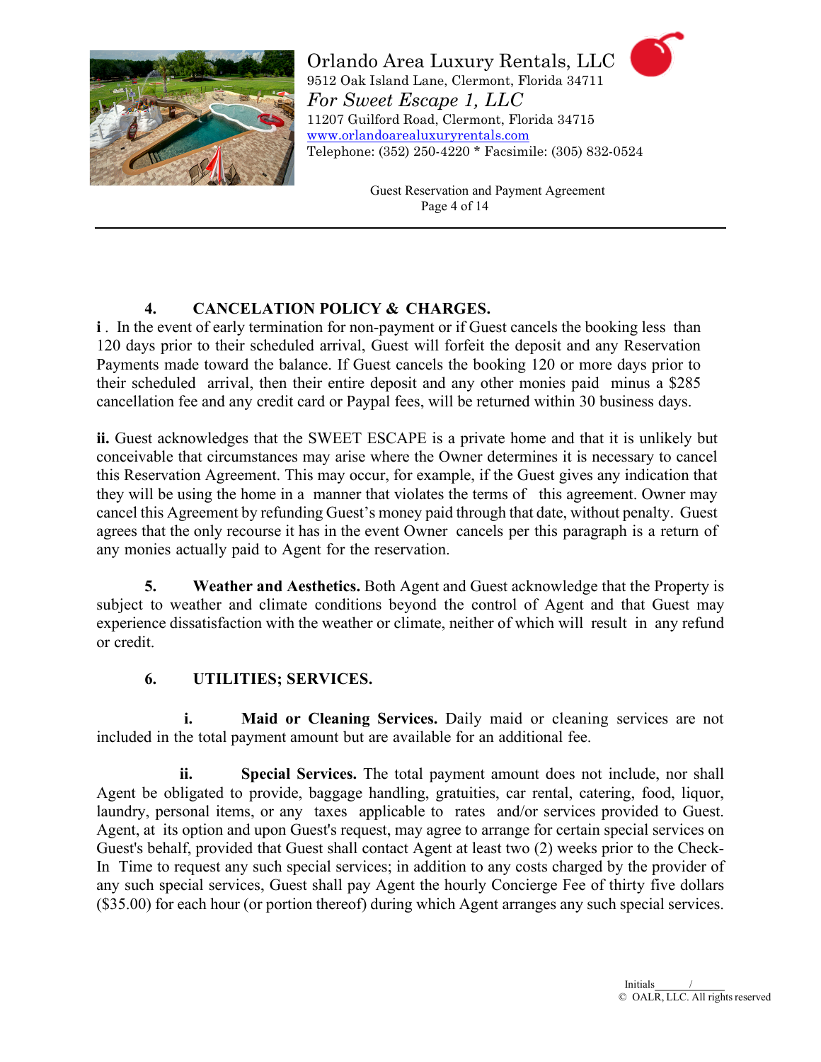### 4. CANCELATION POLICY & CHARGES.

**i**. In the event of early termination for non-payment or if Guest cancels the booking less than 120 days prior to their scheduled arrival, Guest will forfeit the deposit and any Reservation Payments made toward the balance. If Guest cancels the booking 120 or more days prior to their scheduled arrival, then their entire deposit and any other monies paid minus a $285 cancellation fee and any credit card or Paypal fees, will be returned within 30 business days.

**ii.** Guest acknowledges that the SWEET ESCAPE is a private home and that it is unlikely but conceivable that circumstances may arise where the Owner determines it is necessary to cancel this Reservation Agreement. This may occur, for example, if the Guest gives any indication that they will be using the home in a manner that violates the terms of this agreement. Owner may cancel this Agreement by refunding Guest's money paid through that date, without penalty. Guest agrees that the only recourse it has in the event Owner cancels per this paragraph is a return of any monies actually paid to Agent for the reservation.

**5. Weather and Aesthetics.** Both Agent and Guest acknowledge that the Property is subject to weather and climate conditions beyond the control of Agent and that Guest may experience dissatisfaction with the weather or climate, neither of which will result in any refund or credit.

### 6. UTILITIES; SERVICES.

**i. Maid or Cleaning Services.** Daily maid or cleaning services are not included in the total payment amount but are available for an additional fee.

**ii. Special Services.** The total payment amount does not include, nor shall Agent be obligated to provide, baggage handling, gratuities, car rental, catering, food, liquor, laundry, personal items, or any taxes applicable to rates and/or services provided to Guest. Agent, at its option and upon Guest's request, may agree to arrange for certain special services on Guest's behalf, provided that Guest shall contact Agent at least two (2) weeks prior to the Check-In Time to request any such special services; in addition to any costs charged by the provider of any such special services, Guest shall pay Agent the hourly Concierge Fee of thirty five dollars ($35.00) for each hour (or portion thereof) during which Agent arranges any such special services.

Initials______/______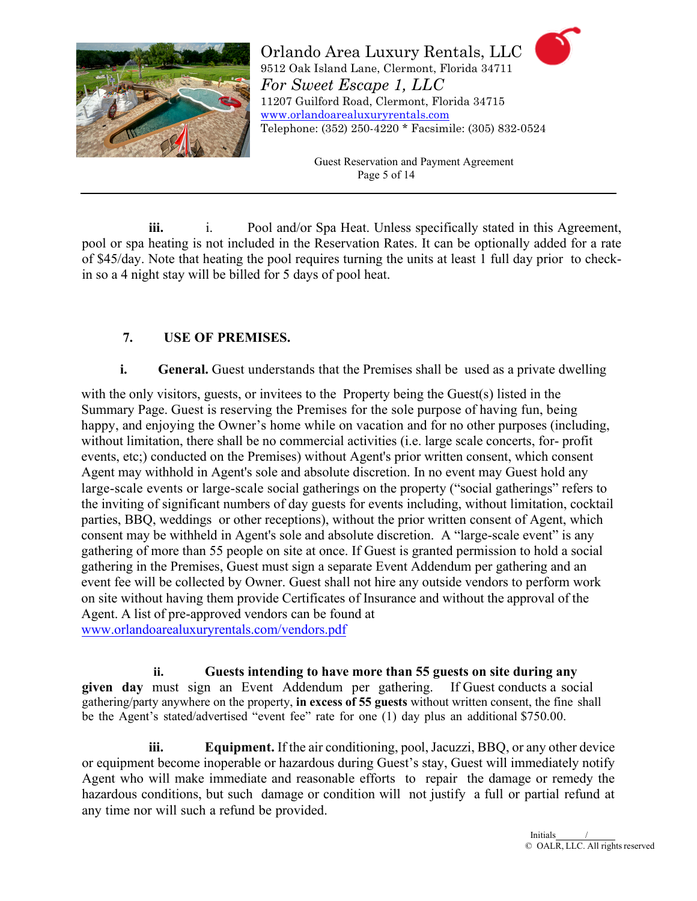**iii.** i. Pool and/or Spa Heat. Unless specifically stated in this Agreement, pool or spa heating is not included in the Reservation Rates. It can be optionally added for a rate of $45/day. Note that heating the pool requires turning the units at least 1 full day prior to check-in so a 4 night stay will be billed for 5 days of pool heat.

## 7. USE OF PREMISES.

**i. General.** Guest understands that the Premises shall be used as a private dwelling with the only visitors, guests, or invitees to the Property being the Guest(s) listed in the Summary Page. Guest is reserving the Premises for the sole purpose of having fun, being happy, and enjoying the Owner's home while on vacation and for no other purposes (including, without limitation, there shall be no commercial activities (i.e. large scale concerts, for- profit events, etc;) conducted on the Premises) without Agent's prior written consent, which consent Agent may withhold in Agent's sole and absolute discretion. In no event may Guest hold any large-scale events or large-scale social gatherings on the property ("social gatherings" refers to the inviting of significant numbers of day guests for events including, without limitation, cocktail parties, BBQ, weddings or other receptions), without the prior written consent of Agent, which consent may be withheld in Agent's sole and absolute discretion. A "large-scale event" is any gathering of more than 55 people on site at once. If Guest is granted permission to hold a social gathering in the Premises, Guest must sign a separate Event Addendum per gathering and an event fee will be collected by Owner. Guest shall not hire any outside vendors to perform work on site without having them provide Certificates of Insurance and without the approval of the Agent. A list of pre-approved vendors can be found at www.orlandoarealuxuryrentals.com/vendors.pdf

**ii. Guests intending to have more than 55 guests on site during any given day** must sign an Event Addendum per gathering. If Guest conducts a social gathering/party anywhere on the property, **in excess of 55 guests** without written consent, the fine shall be the Agent's stated/advertised "event fee" rate for one (1) day plus an additional $750.00.

**iii. Equipment.** If the air conditioning, pool, Jacuzzi, BBQ, or any other device or equipment become inoperable or hazardous during Guest's stay, Guest will immediately notify Agent who will make immediate and reasonable efforts to repair the damage or remedy the hazardous conditions, but such damage or condition will not justify a full or partial refund at any time nor will such a refund be provided.

Initials\_\_\_\_\_/\_\_\_\_\_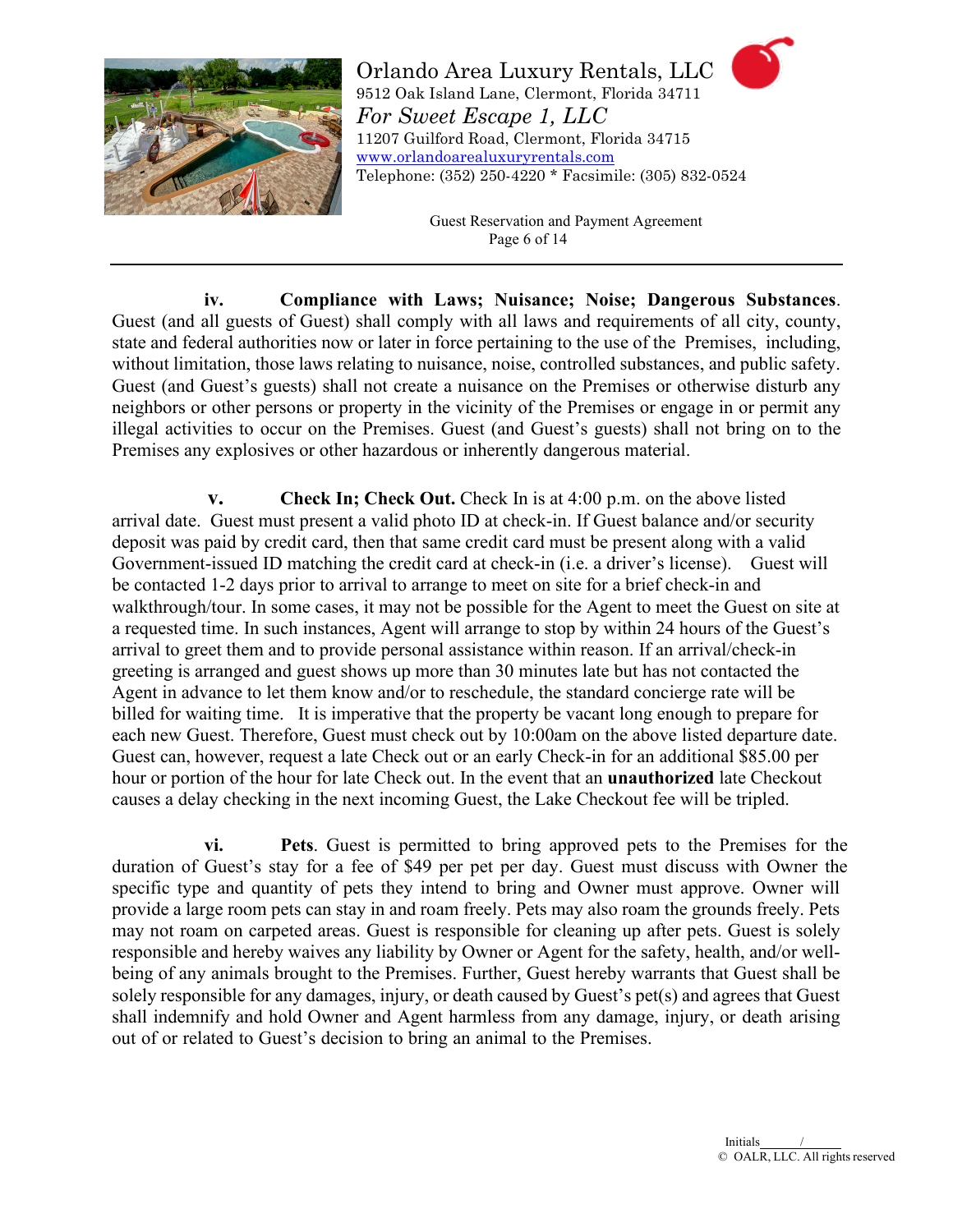**iv. Compliance with Laws; Nuisance; Noise; Dangerous Substances**. Guest (and all guests of Guest) shall comply with all laws and requirements of all city, county, state and federal authorities now or later in force pertaining to the use of the Premises, including, without limitation, those laws relating to nuisance, noise, controlled substances, and public safety. Guest (and Guest's guests) shall not create a nuisance on the Premises or otherwise disturb any neighbors or other persons or property in the vicinity of the Premises or engage in or permit any illegal activities to occur on the Premises. Guest (and Guest's guests) shall not bring on to the Premises any explosives or other hazardous or inherently dangerous material.

**v. Check In; Check Out.** Check In is at 4:00 p.m. on the above listed arrival date. Guest must present a valid photo ID at check-in. If Guest balance and/or security deposit was paid by credit card, then that same credit card must be present along with a valid Government-issued ID matching the credit card at check-in (i.e. a driver's license). Guest will be contacted 1-2 days prior to arrival to arrange to meet on site for a brief check-in and walkthrough/tour. In some cases, it may not be possible for the Agent to meet the Guest on site at a requested time. In such instances, Agent will arrange to stop by within 24 hours of the Guest's arrival to greet them and to provide personal assistance within reason. If an arrival/check-in greeting is arranged and guest shows up more than 30 minutes late but has not contacted the Agent in advance to let them know and/or to reschedule, the standard concierge rate will be billed for waiting time. It is imperative that the property be vacant long enough to prepare for each new Guest. Therefore, Guest must check out by 10:00am on the above listed departure date. Guest can, however, request a late Check out or an early Check-in for an additional $85.00 per hour or portion of the hour for late Check out. In the event that an **unauthorized** late Checkout causes a delay checking in the next incoming Guest, the Lake Checkout fee will be tripled.

**vi. Pets**. Guest is permitted to bring approved pets to the Premises for the duration of Guest's stay for a fee of $49 per pet per day. Guest must discuss with Owner the specific type and quantity of pets they intend to bring and Owner must approve. Owner will provide a large room pets can stay in and roam freely. Pets may also roam the grounds freely. Pets may not roam on carpeted areas. Guest is responsible for cleaning up after pets. Guest is solely responsible and hereby waives any liability by Owner or Agent for the safety, health, and/or well-being of any animals brought to the Premises. Further, Guest hereby warrants that Guest shall be solely responsible for any damages, injury, or death caused by Guest's pet(s) and agrees that Guest shall indemnify and hold Owner and Agent harmless from any damage, injury, or death arising out of or related to Guest's decision to bring an animal to the Premises.

Initials\_\_\_\_\_/\_\_\_\_\_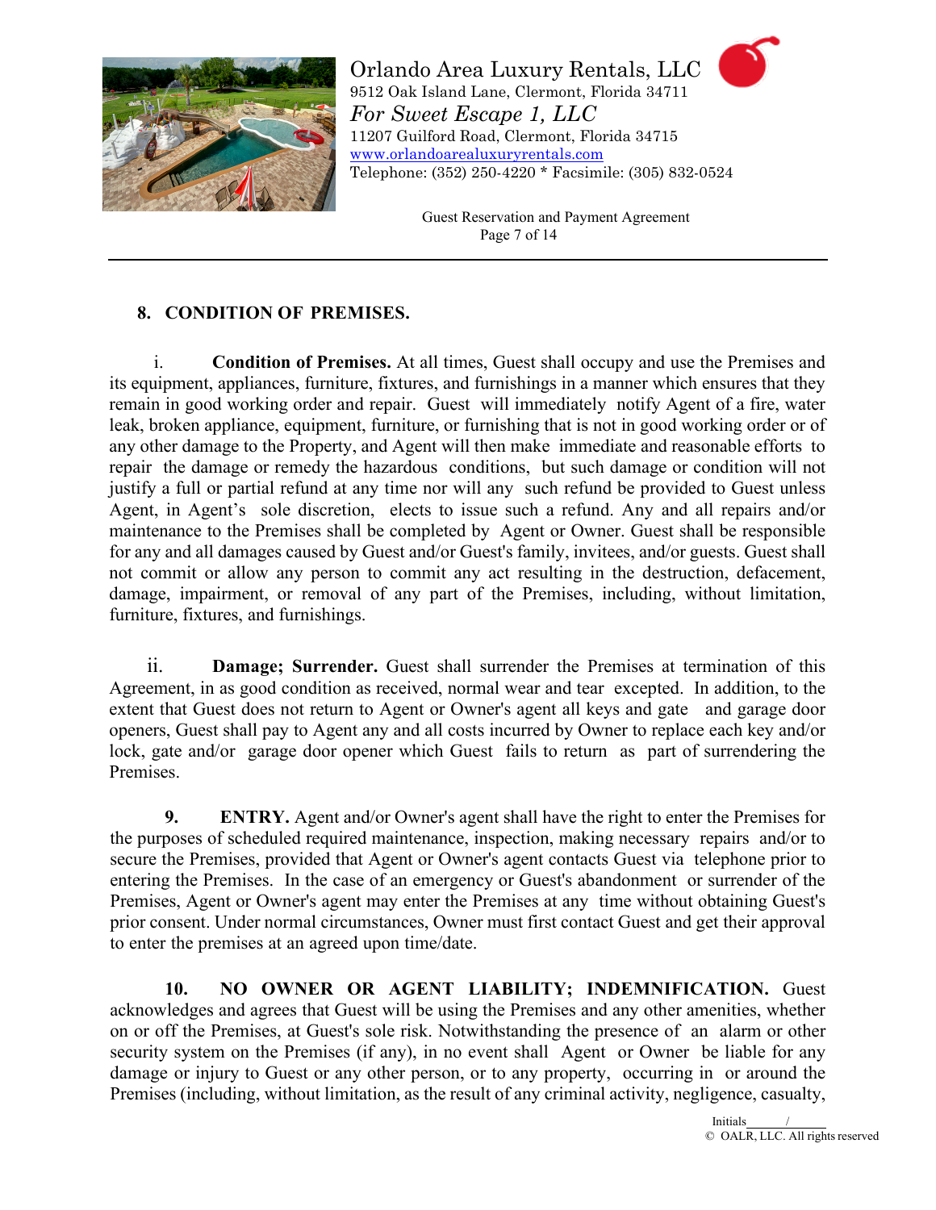## 8. CONDITION OF PREMISES.

i. **Condition of Premises.** At all times, Guest shall occupy and use the Premises and its equipment, appliances, furniture, fixtures, and furnishings in a manner which ensures that they remain in good working order and repair. Guest will immediately notify Agent of a fire, water leak, broken appliance, equipment, furniture, or furnishing that is not in good working order or of any other damage to the Property, and Agent will then make immediate and reasonable efforts to repair the damage or remedy the hazardous conditions, but such damage or condition will not justify a full or partial refund at any time nor will any such refund be provided to Guest unless Agent, in Agent's sole discretion, elects to issue such a refund. Any and all repairs and/or maintenance to the Premises shall be completed by Agent or Owner. Guest shall be responsible for any and all damages caused by Guest and/or Guest's family, invitees, and/or guests. Guest shall not commit or allow any person to commit any act resulting in the destruction, defacement, damage, impairment, or removal of any part of the Premises, including, without limitation, furniture, fixtures, and furnishings.

ii. **Damage; Surrender.** Guest shall surrender the Premises at termination of this Agreement, in as good condition as received, normal wear and tear excepted. In addition, to the extent that Guest does not return to Agent or Owner's agent all keys and gate and garage door openers, Guest shall pay to Agent any and all costs incurred by Owner to replace each key and/or lock, gate and/or garage door opener which Guest fails to return as part of surrendering the Premises.

**9. ENTRY.** Agent and/or Owner's agent shall have the right to enter the Premises for the purposes of scheduled required maintenance, inspection, making necessary repairs and/or to secure the Premises, provided that Agent or Owner's agent contacts Guest via telephone prior to entering the Premises. In the case of an emergency or Guest's abandonment or surrender of the Premises, Agent or Owner's agent may enter the Premises at any time without obtaining Guest's prior consent. Under normal circumstances, Owner must first contact Guest and get their approval to enter the premises at an agreed upon time/date.

**10. NO OWNER OR AGENT LIABILITY; INDEMNIFICATION.** Guest acknowledges and agrees that Guest will be using the Premises and any other amenities, whether on or off the Premises, at Guest's sole risk. Notwithstanding the presence of an alarm or other security system on the Premises (if any), in no event shall Agent or Owner be liable for any damage or injury to Guest or any other person, or to any property, occurring in or around the Premises (including, without limitation, as the result of any criminal activity, negligence, casualty,

Initials______/______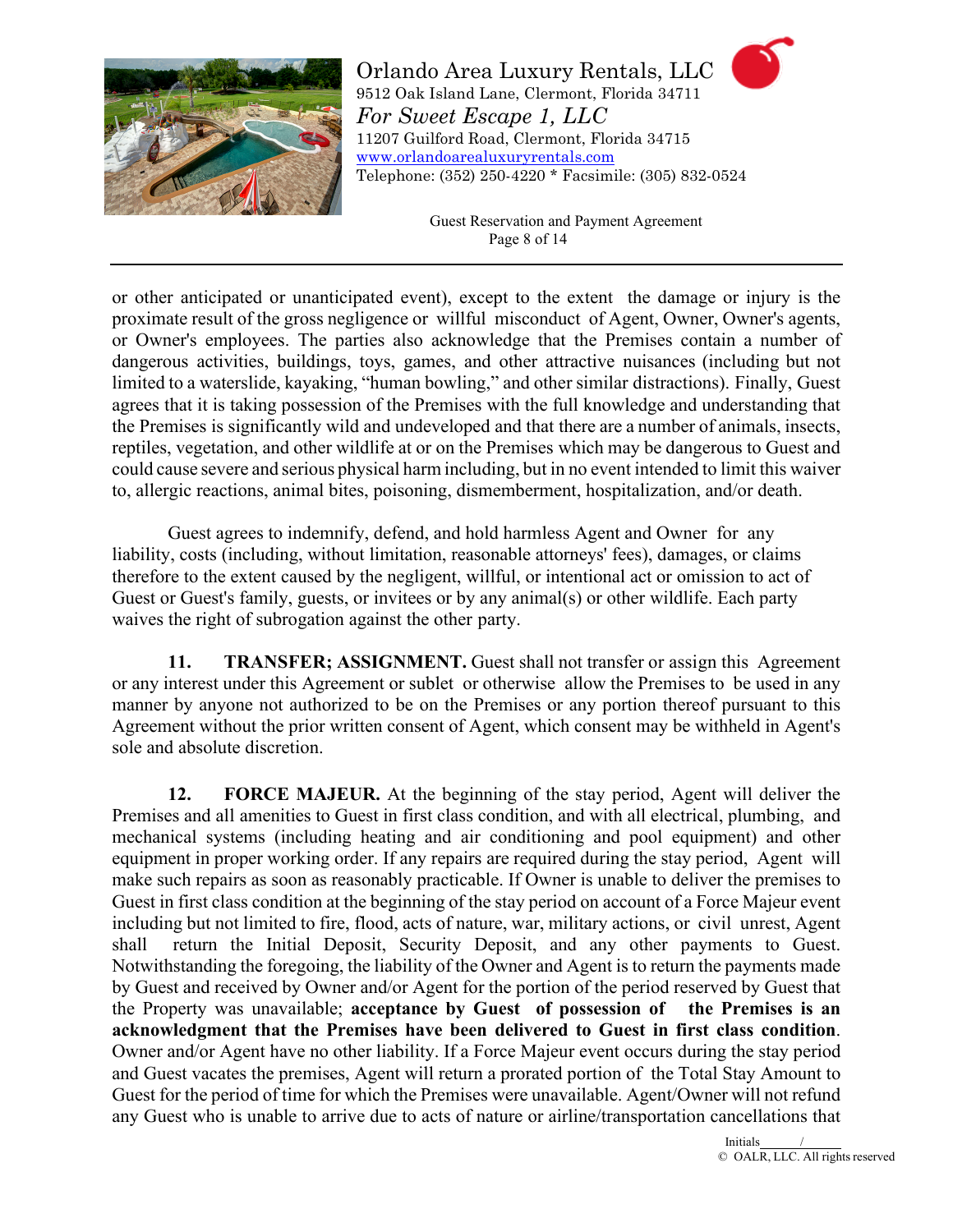or other anticipated or unanticipated event), except to the extent the damage or injury is the proximate result of the gross negligence or willful misconduct of Agent, Owner, Owner's agents, or Owner's employees. The parties also acknowledge that the Premises contain a number of dangerous activities, buildings, toys, games, and other attractive nuisances (including but not limited to a waterslide, kayaking, "human bowling," and other similar distractions). Finally, Guest agrees that it is taking possession of the Premises with the full knowledge and understanding that the Premises is significantly wild and undeveloped and that there are a number of animals, insects, reptiles, vegetation, and other wildlife at or on the Premises which may be dangerous to Guest and could cause severe and serious physical harm including, but in no event intended to limit this waiver to, allergic reactions, animal bites, poisoning, dismemberment, hospitalization, and/or death.

Guest agrees to indemnify, defend, and hold harmless Agent and Owner for any liability, costs (including, without limitation, reasonable attorneys' fees), damages, or claims therefore to the extent caused by the negligent, willful, or intentional act or omission to act of Guest or Guest's family, guests, or invitees or by any animal(s) or other wildlife. Each party waives the right of subrogation against the other party.

**11. TRANSFER; ASSIGNMENT.** Guest shall not transfer or assign this Agreement or any interest under this Agreement or sublet or otherwise allow the Premises to be used in any manner by anyone not authorized to be on the Premises or any portion thereof pursuant to this Agreement without the prior written consent of Agent, which consent may be withheld in Agent's sole and absolute discretion.

**12. FORCE MAJEUR.** At the beginning of the stay period, Agent will deliver the Premises and all amenities to Guest in first class condition, and with all electrical, plumbing, and mechanical systems (including heating and air conditioning and pool equipment) and other equipment in proper working order. If any repairs are required during the stay period, Agent will make such repairs as soon as reasonably practicable. If Owner is unable to deliver the premises to Guest in first class condition at the beginning of the stay period on account of a Force Majeur event including but not limited to fire, flood, acts of nature, war, military actions, or civil unrest, Agent shall return the Initial Deposit, Security Deposit, and any other payments to Guest. Notwithstanding the foregoing, the liability of the Owner and Agent is to return the payments made by Guest and received by Owner and/or Agent for the portion of the period reserved by Guest that the Property was unavailable; **acceptance by Guest of possession of the Premises is an acknowledgment that the Premises have been delivered to Guest in first class condition**. Owner and/or Agent have no other liability. If a Force Majeur event occurs during the stay period and Guest vacates the premises, Agent will return a prorated portion of the Total Stay Amount to Guest for the period of time for which the Premises were unavailable. Agent/Owner will not refund any Guest who is unable to arrive due to acts of nature or airline/transportation cancellations that

Initials______/______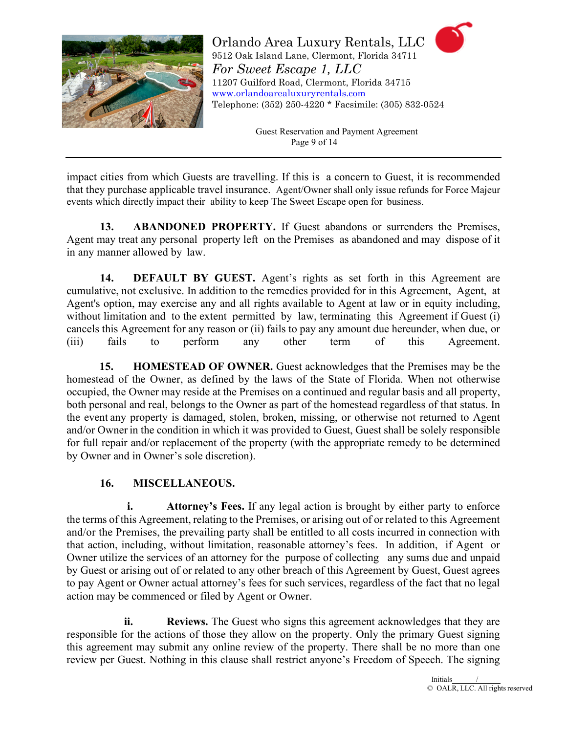impact cities from which Guests are travelling. If this is a concern to Guest, it is recommended that they purchase applicable travel insurance. Agent/Owner shall only issue refunds for Force Majeur events which directly impact their ability to keep The Sweet Escape open for business.

**13. ABANDONED PROPERTY.** If Guest abandons or surrenders the Premises, Agent may treat any personal property left on the Premises as abandoned and may dispose of it in any manner allowed by law.

**14. DEFAULT BY GUEST.** Agent's rights as set forth in this Agreement are cumulative, not exclusive. In addition to the remedies provided for in this Agreement, Agent, at Agent's option, may exercise any and all rights available to Agent at law or in equity including, without limitation and to the extent permitted by law, terminating this Agreement if Guest (i) cancels this Agreement for any reason or (ii) fails to pay any amount due hereunder, when due, or (iii) fails to perform any other term of this Agreement.

**15. HOMESTEAD OF OWNER.** Guest acknowledges that the Premises may be the homestead of the Owner, as defined by the laws of the State of Florida. When not otherwise occupied, the Owner may reside at the Premises on a continued and regular basis and all property, both personal and real, belongs to the Owner as part of the homestead regardless of that status. In the event any property is damaged, stolen, broken, missing, or otherwise not returned to Agent and/or Owner in the condition in which it was provided to Guest, Guest shall be solely responsible for full repair and/or replacement of the property (with the appropriate remedy to be determined by Owner and in Owner's sole discretion).

**16. MISCELLANEOUS.**

**i. Attorney's Fees.** If any legal action is brought by either party to enforce the terms of this Agreement, relating to the Premises, or arising out of or related to this Agreement and/or the Premises, the prevailing party shall be entitled to all costs incurred in connection with that action, including, without limitation, reasonable attorney's fees. In addition, if Agent or Owner utilize the services of an attorney for the purpose of collecting any sums due and unpaid by Guest or arising out of or related to any other breach of this Agreement by Guest, Guest agrees to pay Agent or Owner actual attorney's fees for such services, regardless of the fact that no legal action may be commenced or filed by Agent or Owner.

**ii. Reviews.** The Guest who signs this agreement acknowledges that they are responsible for the actions of those they allow on the property. Only the primary Guest signing this agreement may submit any online review of the property. There shall be no more than one review per Guest. Nothing in this clause shall restrict anyone's Freedom of Speech. The signing

Initials______/______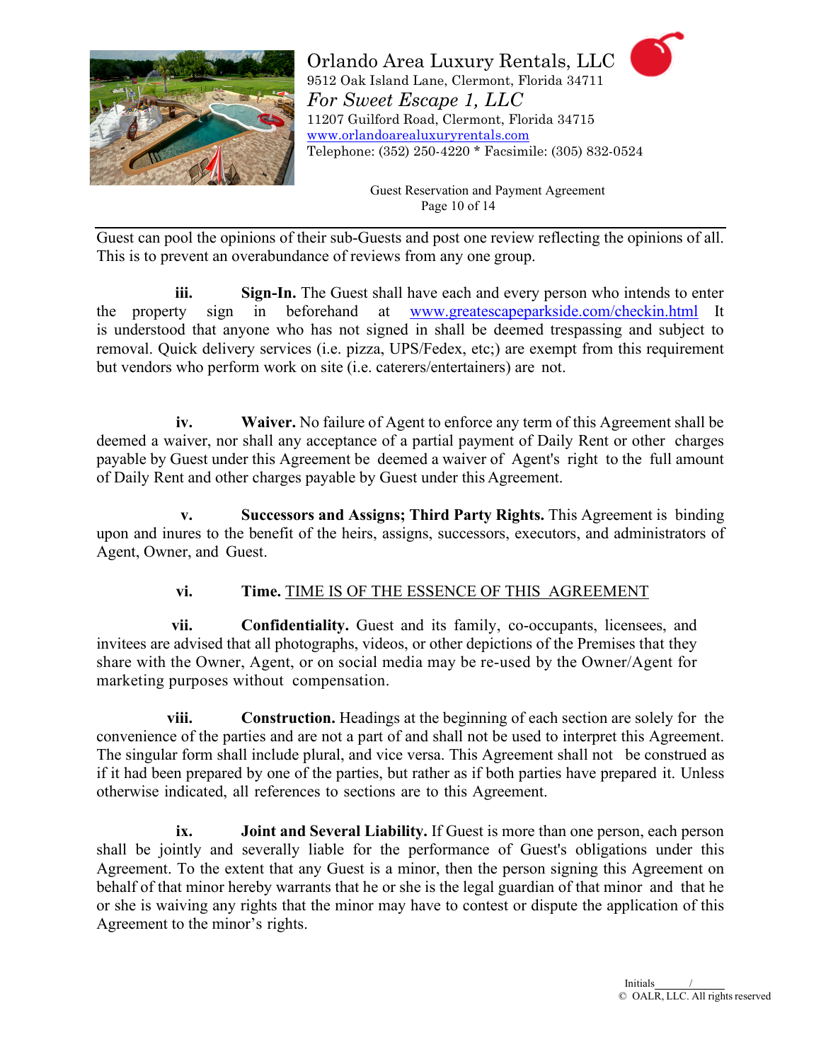Guest can pool the opinions of their sub-Guests and post one review reflecting the opinions of all. This is to prevent an overabundance of reviews from any one group.

**iii. Sign-In.** The Guest shall have each and every person who intends to enter the property sign in beforehand at www.greatescapeparkside.com/checkin.html It is understood that anyone who has not signed in shall be deemed trespassing and subject to removal. Quick delivery services (i.e. pizza, UPS/Fedex, etc;) are exempt from this requirement but vendors who perform work on site (i.e. caterers/entertainers) are not.

**iv. Waiver.** No failure of Agent to enforce any term of this Agreement shall be deemed a waiver, nor shall any acceptance of a partial payment of Daily Rent or other charges payable by Guest under this Agreement be deemed a waiver of Agent's right to the full amount of Daily Rent and other charges payable by Guest under this Agreement.

**v. Successors and Assigns; Third Party Rights.** This Agreement is binding upon and inures to the benefit of the heirs, assigns, successors, executors, and administrators of Agent, Owner, and Guest.

**vi. Time.** TIME IS OF THE ESSENCE OF THIS AGREEMENT

**vii. Confidentiality.** Guest and its family, co-occupants, licensees, and invitees are advised that all photographs, videos, or other depictions of the Premises that they share with the Owner, Agent, or on social media may be re-used by the Owner/Agent for marketing purposes without compensation.

**viii. Construction.** Headings at the beginning of each section are solely for the convenience of the parties and are not a part of and shall not be used to interpret this Agreement. The singular form shall include plural, and vice versa. This Agreement shall not be construed as if it had been prepared by one of the parties, but rather as if both parties have prepared it. Unless otherwise indicated, all references to sections are to this Agreement.

**ix. Joint and Several Liability.** If Guest is more than one person, each person shall be jointly and severally liable for the performance of Guest's obligations under this Agreement. To the extent that any Guest is a minor, then the person signing this Agreement on behalf of that minor hereby warrants that he or she is the legal guardian of that minor and that he or she is waiving any rights that the minor may have to contest or dispute the application of this Agreement to the minor's rights.

Initials\_\_\_\_\_\_/\_\_\_\_\_\_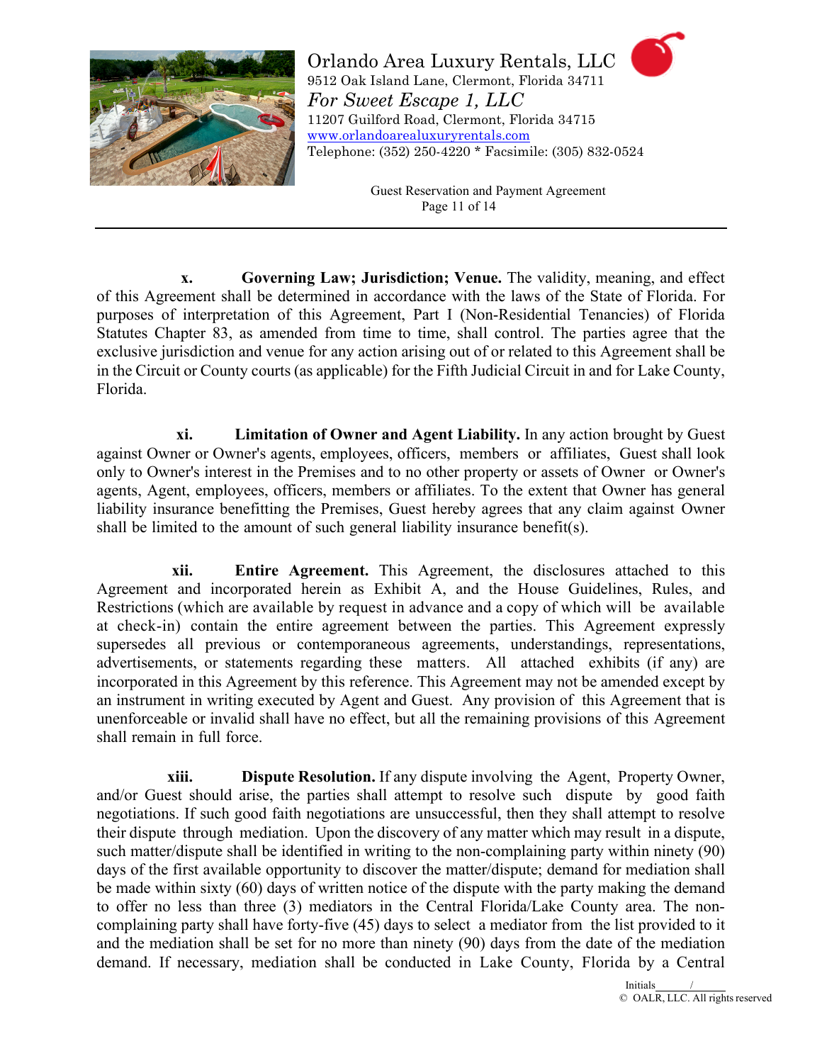**x. Governing Law; Jurisdiction; Venue.** The validity, meaning, and effect of this Agreement shall be determined in accordance with the laws of the State of Florida. For purposes of interpretation of this Agreement, Part I (Non-Residential Tenancies) of Florida Statutes Chapter 83, as amended from time to time, shall control. The parties agree that the exclusive jurisdiction and venue for any action arising out of or related to this Agreement shall be in the Circuit or County courts (as applicable) for the Fifth Judicial Circuit in and for Lake County, Florida.

**xi. Limitation of Owner and Agent Liability.** In any action brought by Guest against Owner or Owner's agents, employees, officers, members or affiliates, Guest shall look only to Owner's interest in the Premises and to no other property or assets of Owner or Owner's agents, Agent, employees, officers, members or affiliates. To the extent that Owner has general liability insurance benefitting the Premises, Guest hereby agrees that any claim against Owner shall be limited to the amount of such general liability insurance benefit(s).

**xii. Entire Agreement.** This Agreement, the disclosures attached to this Agreement and incorporated herein as Exhibit A, and the House Guidelines, Rules, and Restrictions (which are available by request in advance and a copy of which will be available at check-in) contain the entire agreement between the parties. This Agreement expressly supersedes all previous or contemporaneous agreements, understandings, representations, advertisements, or statements regarding these matters. All attached exhibits (if any) are incorporated in this Agreement by this reference. This Agreement may not be amended except by an instrument in writing executed by Agent and Guest. Any provision of this Agreement that is unenforceable or invalid shall have no effect, but all the remaining provisions of this Agreement shall remain in full force.

**xiii. Dispute Resolution.** If any dispute involving the Agent, Property Owner, and/or Guest should arise, the parties shall attempt to resolve such dispute by good faith negotiations. If such good faith negotiations are unsuccessful, then they shall attempt to resolve their dispute through mediation. Upon the discovery of any matter which may result in a dispute, such matter/dispute shall be identified in writing to the non-complaining party within ninety (90) days of the first available opportunity to discover the matter/dispute; demand for mediation shall be made within sixty (60) days of written notice of the dispute with the party making the demand to offer no less than three (3) mediators in the Central Florida/Lake County area. The non-complaining party shall have forty-five (45) days to select a mediator from the list provided to it and the mediation shall be set for no more than ninety (90) days from the date of the mediation demand. If necessary, mediation shall be conducted in Lake County, Florida by a Central

Initials______/______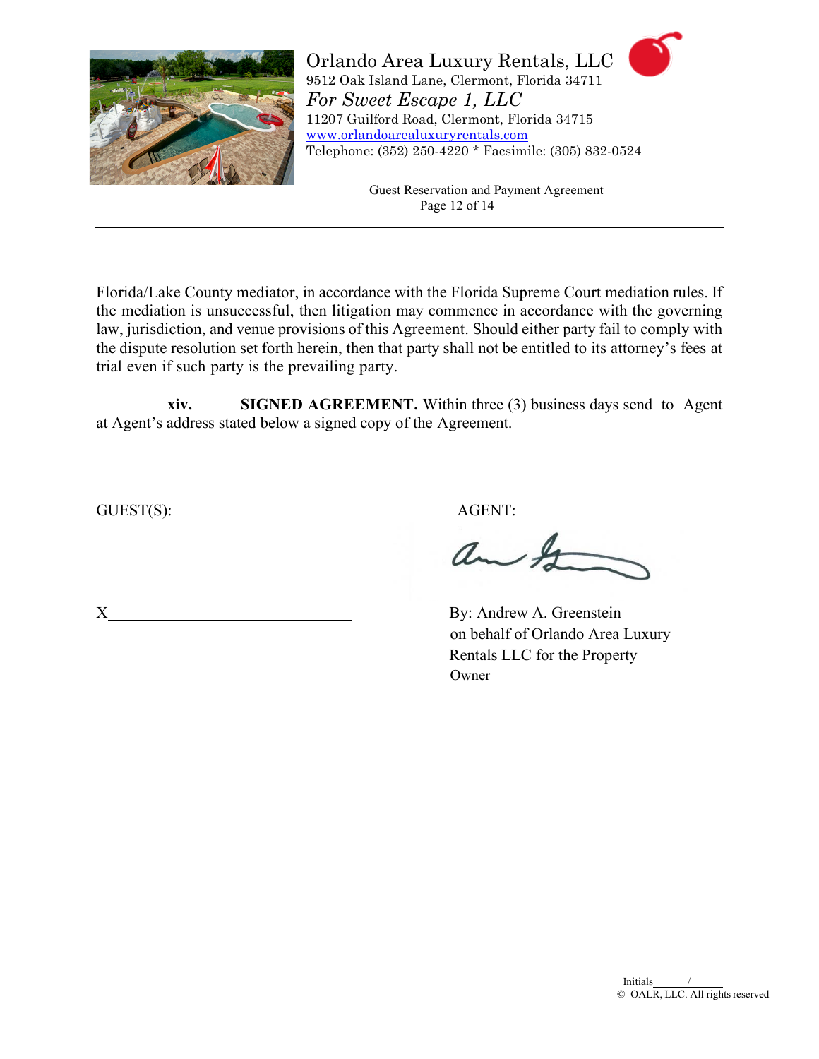Florida/Lake County mediator, in accordance with the Florida Supreme Court mediation rules. If the mediation is unsuccessful, then litigation may commence in accordance with the governing law, jurisdiction, and venue provisions of this Agreement. Should either party fail to comply with the dispute resolution set forth herein, then that party shall not be entitled to its attorney's fees at trial even if such party is the prevailing party.

**xiv. SIGNED AGREEMENT.** Within three (3) business days send to Agent at Agent's address stated below a signed copy of the Agreement.

GUEST(S):

X______________________________

AGENT:

By: Andrew A. Greenstein
on behalf of Orlando Area Luxury Rentals LLC for the Property Owner

Initials_____/_____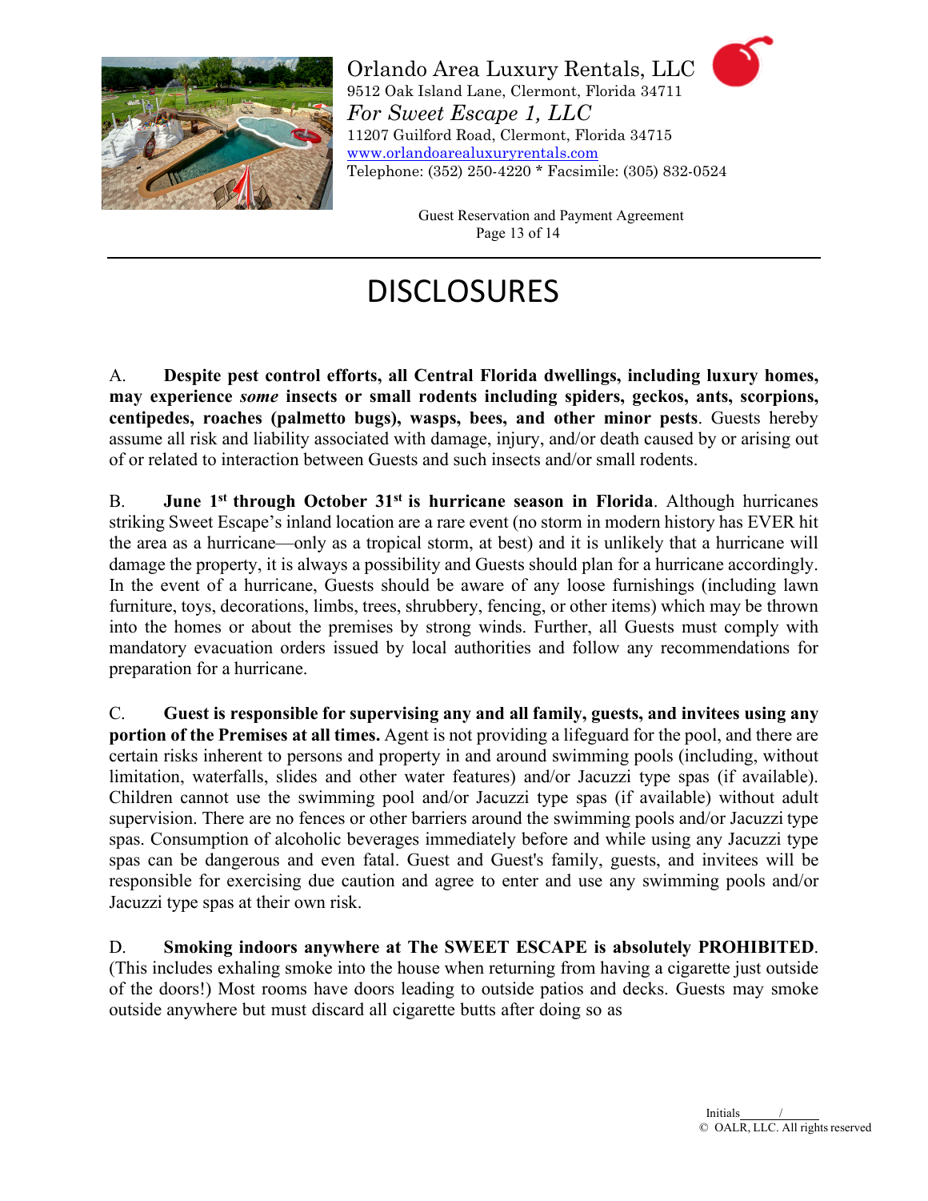# DISCLOSURES

A. **Despite pest control efforts, all Central Florida dwellings, including luxury homes, may experience *some* insects or small rodents including spiders, geckos, ants, scorpions, centipedes, roaches (palmetto bugs), wasps, bees, and other minor pests**. Guests hereby assume all risk and liability associated with damage, injury, and/or death caused by or arising out of or related to interaction between Guests and such insects and/or small rodents.

B. **June 1st through October 31st is hurricane season in Florida**. Although hurricanes striking Sweet Escape's inland location are a rare event (no storm in modern history has EVER hit the area as a hurricane—only as a tropical storm, at best) and it is unlikely that a hurricane will damage the property, it is always a possibility and Guests should plan for a hurricane accordingly. In the event of a hurricane, Guests should be aware of any loose furnishings (including lawn furniture, toys, decorations, limbs, trees, shrubbery, fencing, or other items) which may be thrown into the homes or about the premises by strong winds. Further, all Guests must comply with mandatory evacuation orders issued by local authorities and follow any recommendations for preparation for a hurricane.

C. **Guest is responsible for supervising any and all family, guests, and invitees using any portion of the Premises at all times.** Agent is not providing a lifeguard for the pool, and there are certain risks inherent to persons and property in and around swimming pools (including, without limitation, waterfalls, slides and other water features) and/or Jacuzzi type spas (if available). Children cannot use the swimming pool and/or Jacuzzi type spas (if available) without adult supervision. There are no fences or other barriers around the swimming pools and/or Jacuzzi type spas. Consumption of alcoholic beverages immediately before and while using any Jacuzzi type spas can be dangerous and even fatal. Guest and Guest's family, guests, and invitees will be responsible for exercising due caution and agree to enter and use any swimming pools and/or Jacuzzi type spas at their own risk.

D. **Smoking indoors anywhere at The SWEET ESCAPE is absolutely PROHIBITED**. (This includes exhaling smoke into the house when returning from having a cigarette just outside of the doors!) Most rooms have doors leading to outside patios and decks. Guests may smoke outside anywhere but must discard all cigarette butts after doing so as

Initials\_\_\_\_\_/\_\_\_\_\_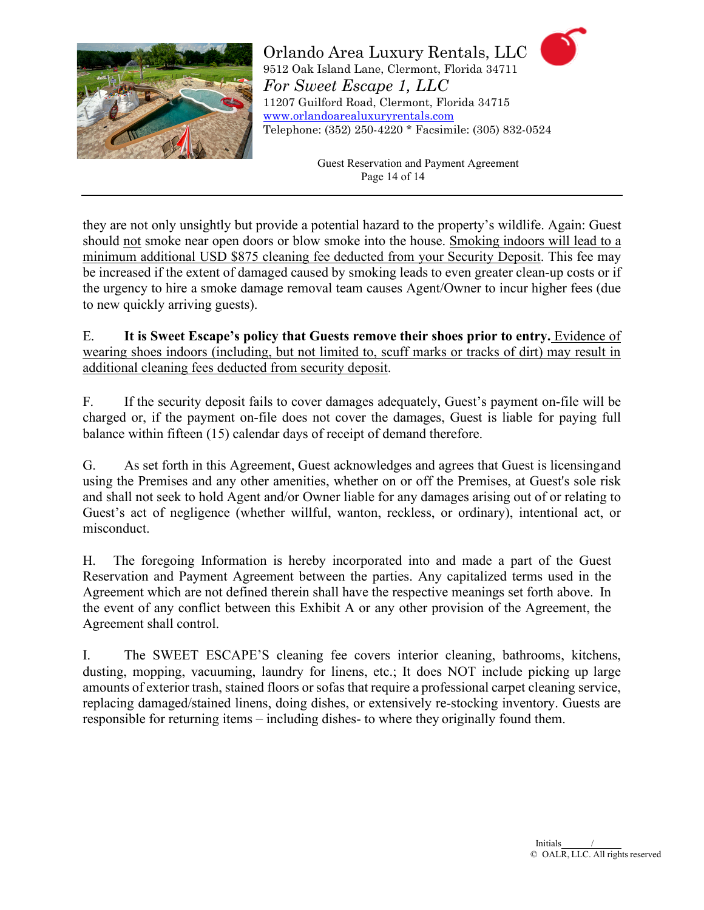they are not only unsightly but provide a potential hazard to the property's wildlife. Again: Guest should <u>not</u> smoke near open doors or blow smoke into the house. <u>Smoking indoors will lead to a minimum additional USD $875 cleaning fee deducted from your Security Deposit</u>. This fee may be increased if the extent of damaged caused by smoking leads to even greater clean-up costs or if the urgency to hire a smoke damage removal team causes Agent/Owner to incur higher fees (due to new quickly arriving guests).

E. **It is Sweet Escape's policy that Guests remove their shoes prior to entry.** <u>Evidence of wearing shoes indoors (including, but not limited to, scuff marks or tracks of dirt) may result in additional cleaning fees deducted from security deposit</u>.

F. If the security deposit fails to cover damages adequately, Guest's payment on-file will be charged or, if the payment on-file does not cover the damages, Guest is liable for paying full balance within fifteen (15) calendar days of receipt of demand therefore.

G. As set forth in this Agreement, Guest acknowledges and agrees that Guest is licensingand using the Premises and any other amenities, whether on or off the Premises, at Guest's sole risk and shall not seek to hold Agent and/or Owner liable for any damages arising out of or relating to Guest's act of negligence (whether willful, wanton, reckless, or ordinary), intentional act, or misconduct.

H. The foregoing Information is hereby incorporated into and made a part of the Guest Reservation and Payment Agreement between the parties. Any capitalized terms used in the Agreement which are not defined therein shall have the respective meanings set forth above. In the event of any conflict between this Exhibit A or any other provision of the Agreement, the Agreement shall control.

I. The SWEET ESCAPE'S cleaning fee covers interior cleaning, bathrooms, kitchens, dusting, mopping, vacuuming, laundry for linens, etc.; It does NOT include picking up large amounts of exterior trash, stained floors or sofas that require a professional carpet cleaning service, replacing damaged/stained linens, doing dishes, or extensively re-stocking inventory. Guests are responsible for returning items – including dishes- to where they originally found them.

Initials_____/_____